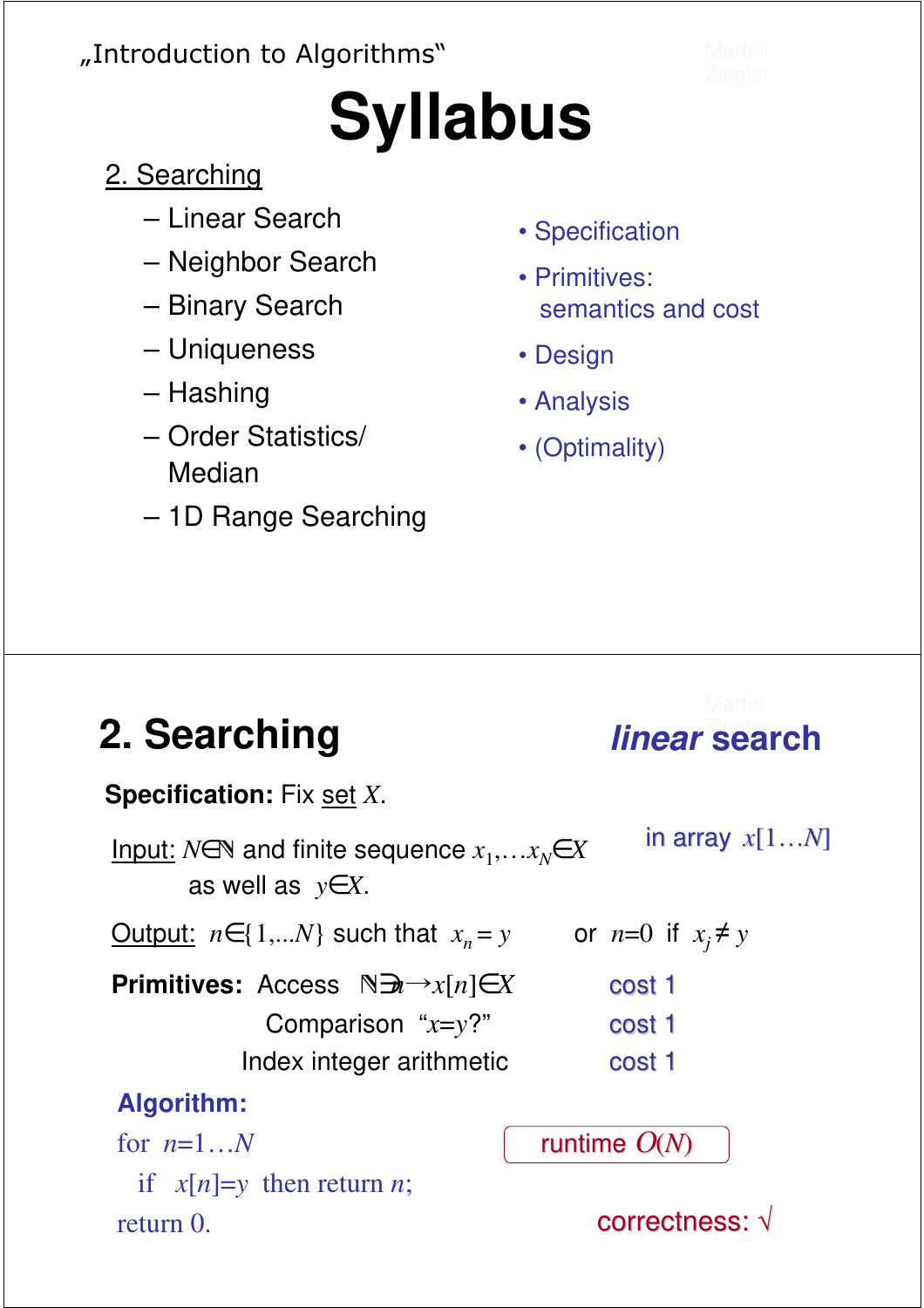„Introduction to Algorithms"

# Syllabus

2. Searching

- Linear Search
- Neighbor Search
- Binary Search
- Uniqueness
- Hashing
- Order Statistics/ Median
- 1D Range Searching

• Specification

• Primitives: semantics and cost

• Design

• Analysis

• (Optimality)

# 2. Searching

***linear* search**

**Specification:** Fix set $X$.

Input: $N \in \mathbb{N}$ and finite sequence $x_1, \ldots x_N \in X$ as well as $y \in X$.

in array $x[1 \ldots N]$

Output: $n \in \{1, \ldots N\}$ such that $x_n = y$ or $n=0$ if $x_j \neq y$

**Primitives:** Access $\mathbb{N} \ni n \to x[n] \in X$ cost 1

Comparison "$x=y$?" cost 1

Index integer arithmetic cost 1

**Algorithm:**

```
for n=1…N
  if x[n]=y then return n;
return 0.
```

runtime $O(N)$

correctness: √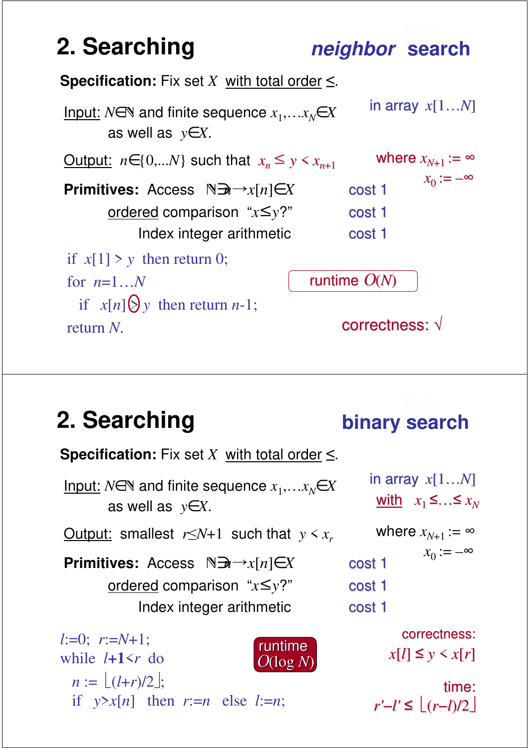## 2. Searching

### *neighbor* search

**Specification:** Fix set $X$ with total order $\leq$.

Input: $N \in \mathbb{N}$ and finite sequence $x_1, \ldots x_N \in X$ as well as $y \in X$.

in array $x[1 \ldots N]$

Output: $n \in \{0, \ldots N\}$ such that $x_n \leq y < x_{n+1}$

where $x_{N+1} := \infty$, $x_0 := -\infty$

**Primitives:**

- Access $\mathbb{N} \ni n \rightarrow x[n] \in X$ — cost 1
- ordered comparison "$x \leq y$?" — cost 1
- Index integer arithmetic — cost 1

```
if x[1] > y then return 0;
for n=1…N
  if x[n] > y then return n-1;
return N.
```

runtime $O(N)$

correctness: √

## 2. Searching

### binary search

**Specification:** Fix set $X$ with total order $\leq$.

Input: $N \in \mathbb{N}$ and finite sequence $x_1, \ldots x_N \in X$ as well as $y \in X$.

in array $x[1 \ldots N]$ with $x_1 \leq \ldots \leq x_N$

Output: smallest $r \leq N+1$ such that $y < x_r$

where $x_{N+1} := \infty$, $x_0 := -\infty$

**Primitives:**

- Access $\mathbb{N} \ni n \rightarrow x[n] \in X$ — cost 1
- ordered comparison "$x \leq y$?" — cost 1
- Index integer arithmetic — cost 1

```
l:=0; r:=N+1;
while l+1<r do
  n := ⌊(l+r)/2⌋;
  if y>x[n] then r:=n else l:=n;
```

runtime $O(\log N)$

correctness: $x[l] \leq y < x[r]$

time: $r' - l' \leq \lfloor (r-l)/2 \rfloor$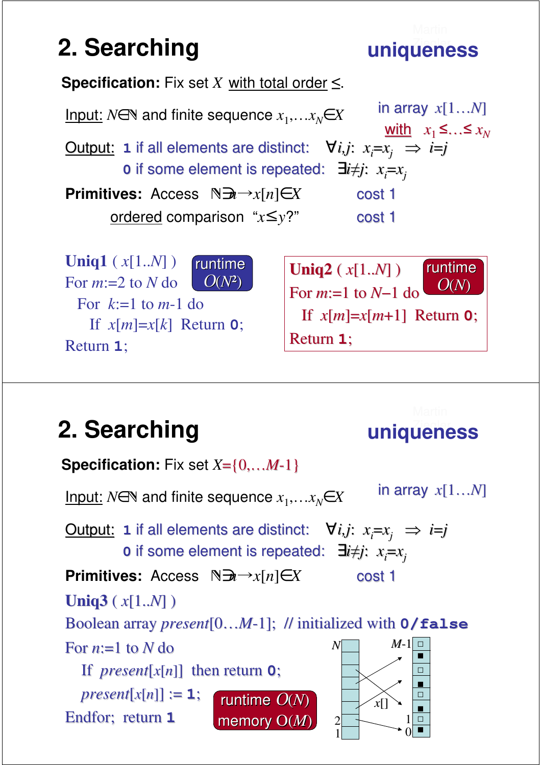## 2. Searching — uniqueness

**Specification:** Fix set $X$ with total order $\leq$.

Input: $N \in \mathbb{N}$ and finite sequence $x_1, \ldots x_N \in X$ — in array $x[1 \ldots N]$ with $x_1 \leq \ldots \leq x_N$

Output: **1** if all elements are distinct: $\forall i,j$: $x_i = x_j \Rightarrow i = j$

**0** if some element is repeated: $\exists i \neq j$: $x_i = x_j$

**Primitives:** Access $\mathbb{N} \ni n \rightarrow x[n] \in X$ — cost 1

ordered comparison "$x \leq y$?" — cost 1

**Uniq1** ( $x[1..N]$ ) — runtime $O(N^2)$

```
For m:=2 to N do
   For k:=1 to m-1 do
      If x[m]=x[k] Return 0;
Return 1;
```

**Uniq2** ( $x[1..N]$ ) — runtime $O(N)$

```
For m:=1 to N−1 do
   If x[m]=x[m+1] Return 0;
Return 1;
```

## 2. Searching — uniqueness

**Specification:** Fix set $X = \{0, \ldots M\text{-}1\}$

Input: $N \in \mathbb{N}$ and finite sequence $x_1, \ldots x_N \in X$ — in array $x[1 \ldots N]$

Output: **1** if all elements are distinct: $\forall i,j$: $x_i = x_j \Rightarrow i = j$

**0** if some element is repeated: $\exists i \neq j$: $x_i = x_j$

**Primitives:** Access $\mathbb{N} \ni n \rightarrow x[n] \in X$ — cost 1

**Uniq3** ( $x[1..N]$ )

```
Boolean array present[0…M-1];  // initialized with 0/false
For n:=1 to N do
   If present[x[n]] then return 0;
   present[x[n]] := 1;
Endfor; return 1
```

runtime $O(N)$, memory $O(M)$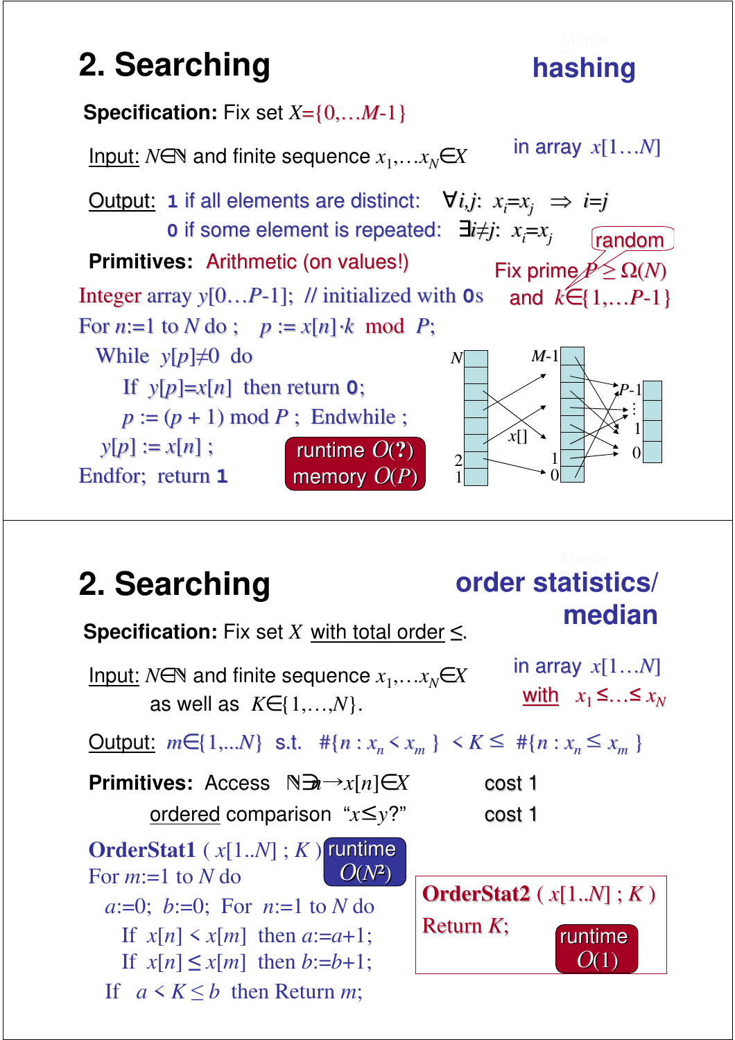## 2. Searching

### hashing

**Specification:** Fix set $X=\{0,\ldots M-1\}$

Input: $N\in\mathbb{N}$ and finite sequence $x_1,\ldots x_N\in X$ — in array $x[1\ldots N]$

Output: **1** if all elements are distinct: $\forall i,j\colon\ x_i=x_j \Rightarrow i=j$

**0** if some element is repeated: $\exists i\neq j\colon\ x_i=x_j$

**Primitives:** Arithmetic (on values!)

Fix prime $P\geq\Omega(N)$ and random $k\in\{1,\ldots P-1\}$

```
Integer array y[0…P-1];  // initialized with 0s
For n:=1 to N do ;    p := x[n]·k  mod  P;
   While  y[p]≠0  do
      If  y[p]=x[n]  then return 0;
      p := (p + 1) mod P ;  Endwhile ;
   y[p] := x[n] ;
Endfor;  return 1
```

runtime $O(?)$
memory $O(P)$

## 2. Searching

### order statistics/ median

**Specification:** Fix set $X$ with total order $\leq$.

Input: $N\in\mathbb{N}$ and finite sequence $x_1,\ldots x_N\in X$ as well as $K\in\{1,\ldots,N\}$. — in array $x[1\ldots N]$ with $x_1\leq\ldots\leq x_N$

Output: $m\in\{1,\ldots N\}$ s.t. $\#\{n : x_n < x_m\} < K \leq \#\{n : x_n \leq x_m\}$

**Primitives:** Access $\mathbb{N}\ni n\to x[n]\in X$ — cost 1

ordered comparison "$x\leq y$?" — cost 1

```
OrderStat1 ( x[1..N] ; K )
For m:=1 to N do
   a:=0;  b:=0;  For  n:=1 to N do
      If  x[n] < x[m]  then a:=a+1;
      If  x[n] ≤ x[m]  then b:=b+1;
   If  a < K ≤ b  then Return m;
```

runtime $O(N^2)$

```
OrderStat2 ( x[1..N] ; K )
Return K;
```

runtime $O(1)$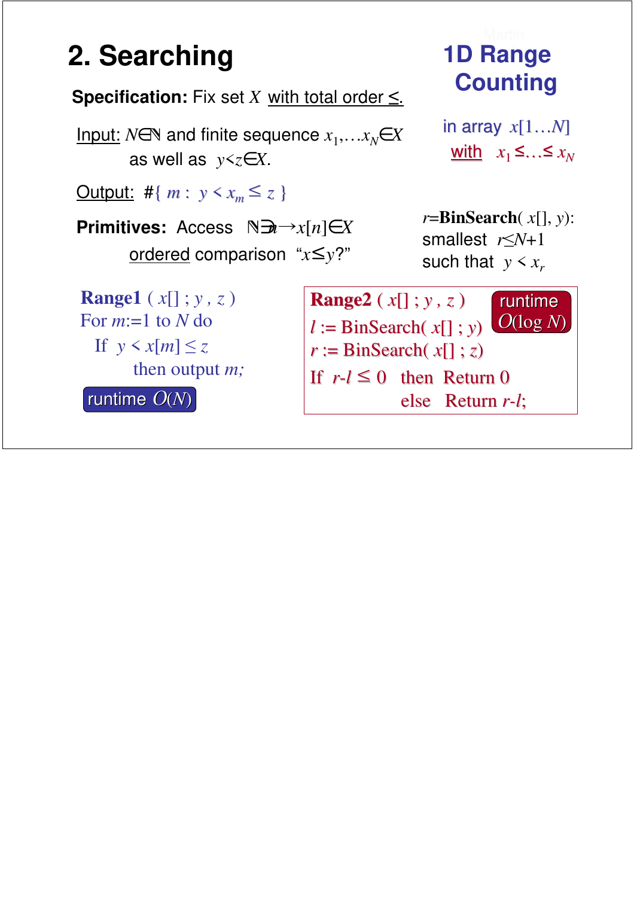# 2. Searching

## 1D Range Counting

**Specification:** Fix set $X$ with total order $\leq$.

Input: $N \in \mathbb{N}$ and finite sequence $x_1, \ldots x_N \in X$ as well as $y < z \in X$.

Output: $\#\{ m : y < x_m \leq z \}$

**Primitives:** Access $\mathbb{N} \ni n \to x[n] \in X$
ordered comparison "$x \leq y$?"

in array $x[1 \ldots N]$
with $x_1 \leq \ldots \leq x_N$

$r$=**BinSearch**( $x[]$, $y$):
smallest $r \leq N+1$
such that $y < x_r$

```
Range1 ( x[] ; y , z )
For m:=1 to N do
  If  y < x[m] ≤ z
      then output m;
```

runtime $O(N)$

```
Range2 ( x[] ; y , z )
l := BinSearch( x[] ; y)
r := BinSearch( x[] ; z)
If  r-l ≤ 0   then  Return 0
              else  Return r-l;
```

runtime $O(\log N)$